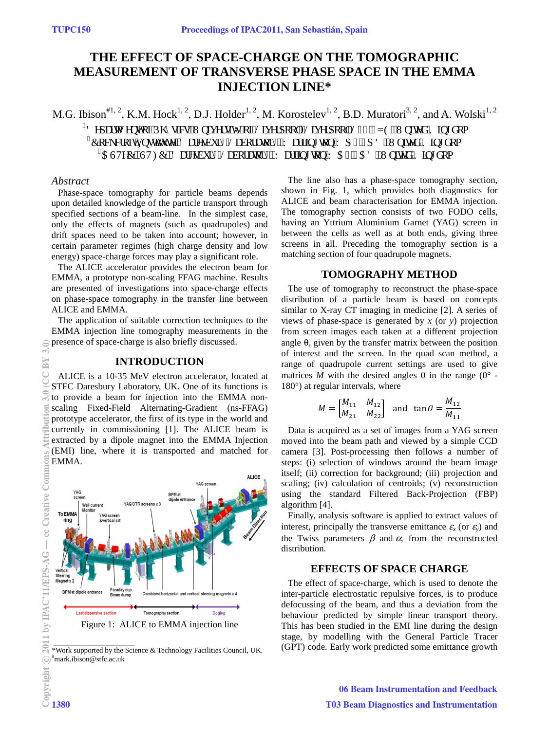# THE EFFECT OF SPACE-CHARGE ON THE TOMOGRAPHIC MEASUREMENT OF TRANSVERSE PHASE SPACE IN THE EMMA INJECTION LINE*

M.G. Ibison[#1, 2], K.M. Hock[1, 2], D.J. Holder[1, 2], M. Korostelev[1, 2], B.D. Muratori[3, 2], and A. Wolski[1, 2]

[1] Department of Physics, University of Liverpool, Liverpool, L69 7ZE, United Kingdom
[2] Cockcroft Institute, Daresbury Laboratory, Warrington, WA4 4AD, United Kingdom
[3] ASTeC, STFC Daresbury Laboratory, Warrington, WA4 4AD, United Kingdom

### *Abstract*

Phase-space tomography for particle beams depends upon detailed knowledge of the particle transport through specified sections of a beam-line. In the simplest case, only the effects of magnets (such as quadrupoles) and drift spaces need to be taken into account; however, in certain parameter regimes (high charge density and low energy) space-charge forces may play a significant role.

The ALICE accelerator provides the electron beam for EMMA, a prototype non-scaling FFAG machine. Results are presented of investigations into space-charge effects on phase-space tomography in the transfer line between ALICE and EMMA.

The application of suitable correction techniques to the EMMA injection line tomography measurements in the presence of space-charge is also briefly discussed.

## INTRODUCTION

ALICE is a 10-35 MeV electron accelerator, located at STFC Daresbury Laboratory, UK. One of its functions is to provide a beam for injection into the EMMA non-scaling Fixed-Field Alternating-Gradient (ns-FFAG) prototype accelerator, the first of its type in the world and currently in commissioning [1]. The ALICE beam is extracted by a dipole magnet into the EMMA Injection (EMI) line, where it is transported and matched for EMMA.

Figure 1: ALICE to EMMA injection line

The line also has a phase-space tomography section, shown in Fig. 1, which provides both diagnostics for ALICE and beam characterisation for EMMA injection. The tomography section consists of two FODO cells, having an Yttrium Aluminium Garnet (YAG) screen in between the cells as well as at both ends, giving three screens in all. Preceding the tomography section is a matching section of four quadrupole magnets.

## TOMOGRAPHY METHOD

The use of tomography to reconstruct the phase-space distribution of a particle beam is based on concepts similar to X-ray CT imaging in medicine [2]. A series of views of phase-space is generated by $x$ (or $y$) projection from screen images each taken at a different projection angle θ, given by the transfer matrix between the position of interest and the screen. In the quad scan method, a range of quadrupole current settings are used to give matrices $M$ with the desired angles θ in the range (0° - 180°) at regular intervals, where

$$M = \begin{bmatrix} M_{11} & M_{12} \\ M_{21} & M_{22} \end{bmatrix} \quad \text{and} \quad \tan\theta = \frac{M_{12}}{M_{11}}$$

Data is acquired as a set of images from a YAG screen moved into the beam path and viewed by a simple CCD camera [3]. Post-processing then follows a number of steps: (i) selection of windows around the beam image itself; (ii) correction for background; (iii) projection and scaling; (iv) calculation of centroids; (v) reconstruction using the standard Filtered Back-Projection (FBP) algorithm [4].

Finally, analysis software is applied to extract values of interest, principally the transverse emittance $\varepsilon_x$ (or $\varepsilon_y$) and the Twiss parameters $\beta$ and $\alpha$, from the reconstructed distribution.

## EFFECTS OF SPACE CHARGE

The effect of space-charge, which is used to denote the inter-particle electrostatic repulsive forces, is to produce defocussing of the beam, and thus a deviation from the behaviour predicted by simple linear transport theory. This has been studied in the EMI line during the design stage, by modelling with the General Particle Tracer (GPT) code. Early work predicted some emittance growth

*Work supported by the Science & Technology Facilities Council, UK.
#mark.ibison@stfc.ac.uk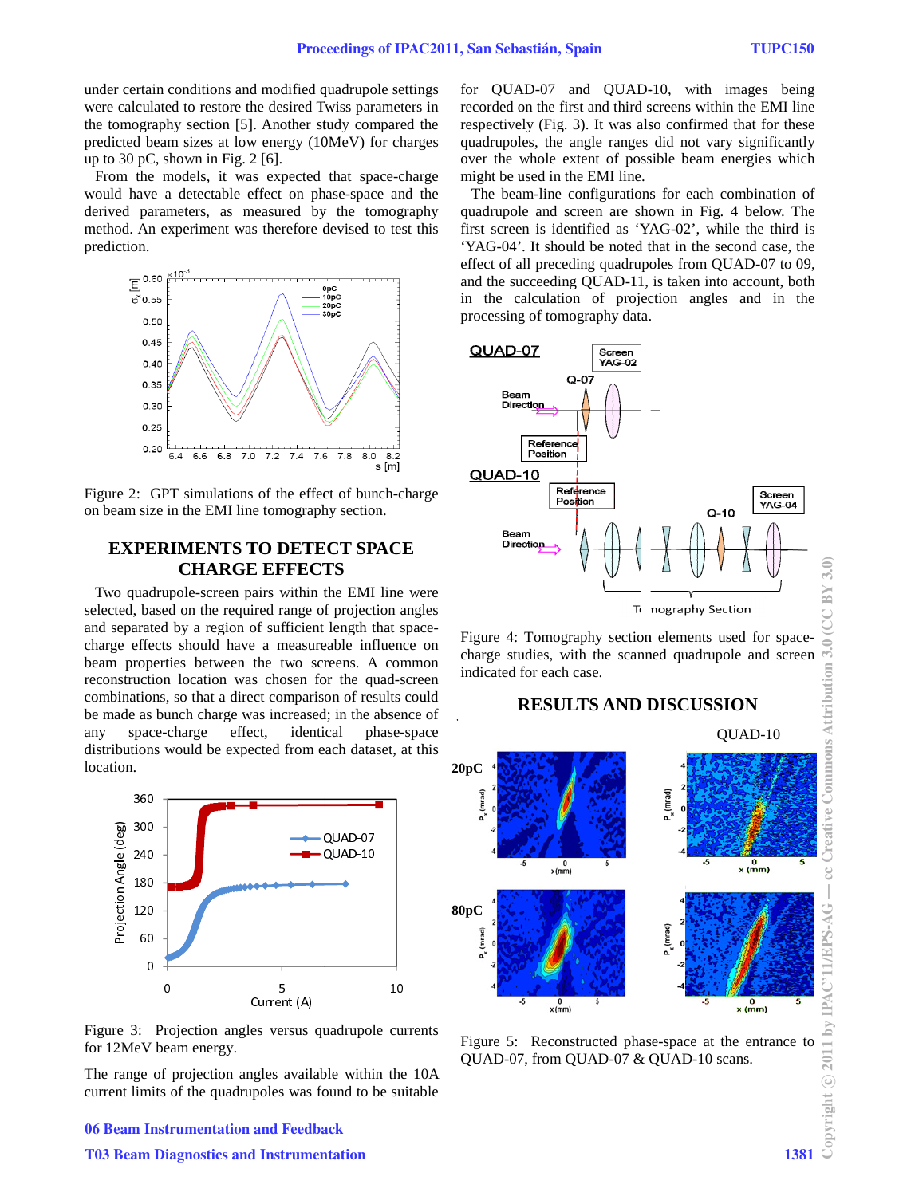under certain conditions and modified quadrupole settings were calculated to restore the desired Twiss parameters in the tomography section [5]. Another study compared the predicted beam sizes at low energy (10MeV) for charges up to 30 pC, shown in Fig. 2 [6].

From the models, it was expected that space-charge would have a detectable effect on phase-space and the derived parameters, as measured by the tomography method. An experiment was therefore devised to test this prediction.

Figure 2: GPT simulations of the effect of bunch-charge on beam size in the EMI line tomography section.

## EXPERIMENTS TO DETECT SPACE CHARGE EFFECTS

Two quadrupole-screen pairs within the EMI line were selected, based on the required range of projection angles and separated by a region of sufficient length that space-charge effects should have a measureable influence on beam properties between the two screens. A common reconstruction location was chosen for the quad-screen combinations, so that a direct comparison of results could be made as bunch charge was increased; in the absence of any space-charge effect, identical phase-space distributions would be expected from each dataset, at this location.

Figure 3: Projection angles versus quadrupole currents for 12MeV beam energy.

The range of projection angles available within the 10A current limits of the quadrupoles was found to be suitable for QUAD-07 and QUAD-10, with images being recorded on the first and third screens within the EMI line respectively (Fig. 3). It was also confirmed that for these quadrupoles, the angle ranges did not vary significantly over the whole extent of possible beam energies which might be used in the EMI line.

The beam-line configurations for each combination of quadrupole and screen are shown in Fig. 4 below. The first screen is identified as 'YAG-02', while the third is 'YAG-04'. It should be noted that in the second case, the effect of all preceding quadrupoles from QUAD-07 to 09, and the succeeding QUAD-11, is taken into account, both in the calculation of projection angles and in the processing of tomography data.

Figure 4: Tomography section elements used for space-charge studies, with the scanned quadrupole and screen indicated for each case.

## RESULTS AND DISCUSSION

Figure 5: Reconstructed phase-space at the entrance to QUAD-07, from QUAD-07 & QUAD-10 scans.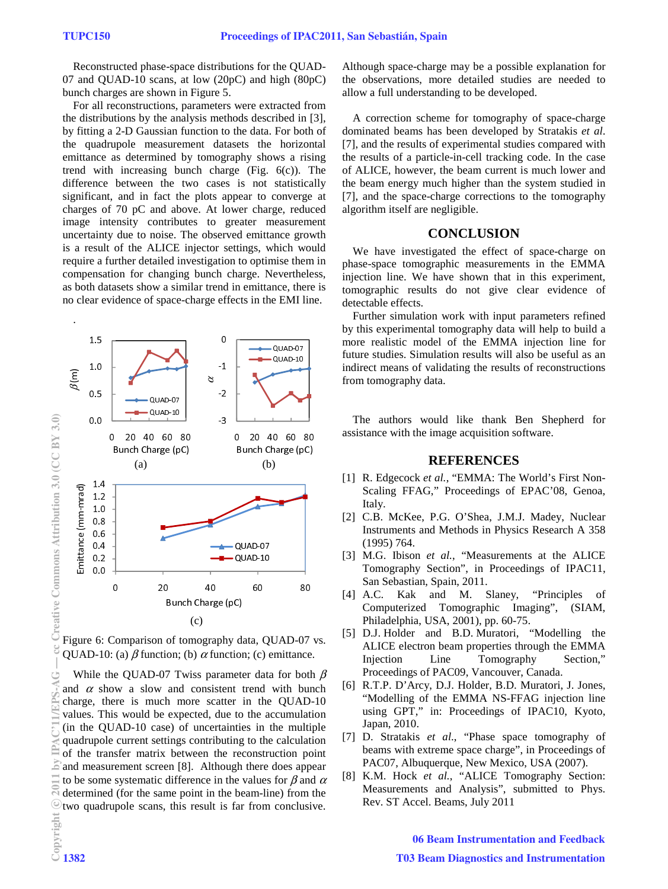Reconstructed phase-space distributions for the QUAD-07 and QUAD-10 scans, at low (20pC) and high (80pC) bunch charges are shown in Figure 5.

For all reconstructions, parameters were extracted from the distributions by the analysis methods described in [3], by fitting a 2-D Gaussian function to the data. For both of the quadrupole measurement datasets the horizontal emittance as determined by tomography shows a rising trend with increasing bunch charge (Fig. 6(c)). The difference between the two cases is not statistically significant, and in fact the plots appear to converge at charges of 70 pC and above. At lower charge, reduced image intensity contributes to greater measurement uncertainty due to noise. The observed emittance growth is a result of the ALICE injector settings, which would require a further detailed investigation to optimise them in compensation for changing bunch charge. Nevertheless, as both datasets show a similar trend in emittance, there is no clear evidence of space-charge effects in the EMI line.

1.5
1.0
0.5
0.0
$\beta$(m)
0 20 40 60 80
Bunch Charge (pC)
QUAD-07
QUAD-10
(a)

0
-1
-2
-3
$\alpha$
0 20 40 60 80
Bunch Charge (pC)
QUAD-07
QUAD-10
(b)

1.4
1.2
1.0
0.8
0.6
0.4
0.2
0.0
Emittance (mm-mrad)
0 20 40 60 80
Bunch Charge (pC)
QUAD-07
QUAD-10
(c)

Figure 6: Comparison of tomography data, QUAD-07 vs. QUAD-10: (a) $\beta$ function; (b) $\alpha$ function; (c) emittance.

While the QUAD-07 Twiss parameter data for both $\beta$ and $\alpha$ show a slow and consistent trend with bunch charge, there is much more scatter in the QUAD-10 values. This would be expected, due to the accumulation (in the QUAD-10 case) of uncertainties in the multiple quadrupole current settings contributing to the calculation of the transfer matrix between the reconstruction point and measurement screen [8]. Although there does appear to be some systematic difference in the values for $\beta$ and $\alpha$ determined (for the same point in the beam-line) from the two quadrupole scans, this result is far from conclusive. Although space-charge may be a possible explanation for the observations, more detailed studies are needed to allow a full understanding to be developed.

A correction scheme for tomography of space-charge dominated beams has been developed by Stratakis *et al.* [7], and the results of experimental studies compared with the results of a particle-in-cell tracking code. In the case of ALICE, however, the beam current is much lower and the beam energy much higher than the system studied in [7], and the space-charge corrections to the tomography algorithm itself are negligible.

## CONCLUSION

We have investigated the effect of space-charge on phase-space tomographic measurements in the EMMA injection line. We have shown that in this experiment, tomographic results do not give clear evidence of detectable effects.

Further simulation work with input parameters refined by this experimental tomography data will help to build a more realistic model of the EMMA injection line for future studies. Simulation results will also be useful as an indirect means of validating the results of reconstructions from tomography data.

The authors would like thank Ben Shepherd for assistance with the image acquisition software.

## REFERENCES

[1] R. Edgecock *et al.*, "EMMA: The World's First Non-Scaling FFAG," Proceedings of EPAC'08, Genoa, Italy.

[2] C.B. McKee, P.G. O'Shea, J.M.J. Madey, Nuclear Instruments and Methods in Physics Research A 358 (1995) 764.

[3] M.G. Ibison *et al.*, "Measurements at the ALICE Tomography Section", in Proceedings of IPAC11, San Sebastian, Spain, 2011.

[4] A.C. Kak and M. Slaney, "Principles of Computerized Tomographic Imaging", (SIAM, Philadelphia, USA, 2001), pp. 60-75.

[5] D.J. Holder and B.D. Muratori, "Modelling the ALICE electron beam properties through the EMMA Injection Line Tomography Section," Proceedings of PAC09, Vancouver, Canada.

[6] R.T.P. D'Arcy, D.J. Holder, B.D. Muratori, J. Jones, "Modelling of the EMMA NS-FFAG injection line using GPT," in: Proceedings of IPAC10, Kyoto, Japan, 2010.

[7] D. Stratakis *et al.*, "Phase space tomography of beams with extreme space charge", in Proceedings of PAC07, Albuquerque, New Mexico, USA (2007).

[8] K.M. Hock *et al.*, "ALICE Tomography Section: Measurements and Analysis", submitted to Phys. Rev. ST Accel. Beams, July 2011